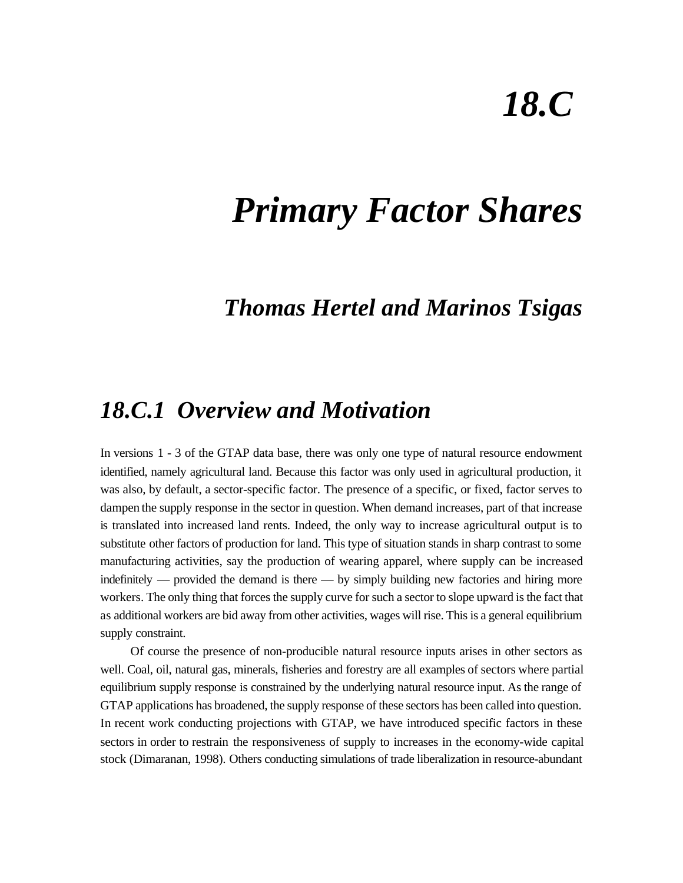# *18.C*

# *Primary Factor Shares*

## *Thomas Hertel and Marinos Tsigas*

## *18.C.1 Overview and Motivation*

In versions 1 - 3 of the GTAP data base, there was only one type of natural resource endowment identified, namely agricultural land. Because this factor was only used in agricultural production, it was also, by default, a sector-specific factor. The presence of a specific, or fixed, factor serves to dampen the supply response in the sector in question. When demand increases, part of that increase is translated into increased land rents. Indeed, the only way to increase agricultural output is to substitute other factors of production for land. This type of situation stands in sharp contrast to some manufacturing activities, say the production of wearing apparel, where supply can be increased indefinitely — provided the demand is there — by simply building new factories and hiring more workers. The only thing that forces the supply curve for such a sector to slope upward is the fact that as additional workers are bid away from other activities, wages will rise. This is a general equilibrium supply constraint.

Of course the presence of non-producible natural resource inputs arises in other sectors as well. Coal, oil, natural gas, minerals, fisheries and forestry are all examples of sectors where partial equilibrium supply response is constrained by the underlying natural resource input. As the range of GTAP applications has broadened, the supply response of these sectors has been called into question. In recent work conducting projections with GTAP, we have introduced specific factors in these sectors in order to restrain the responsiveness of supply to increases in the economy-wide capital stock (Dimaranan, 1998). Others conducting simulations of trade liberalization in resource-abundant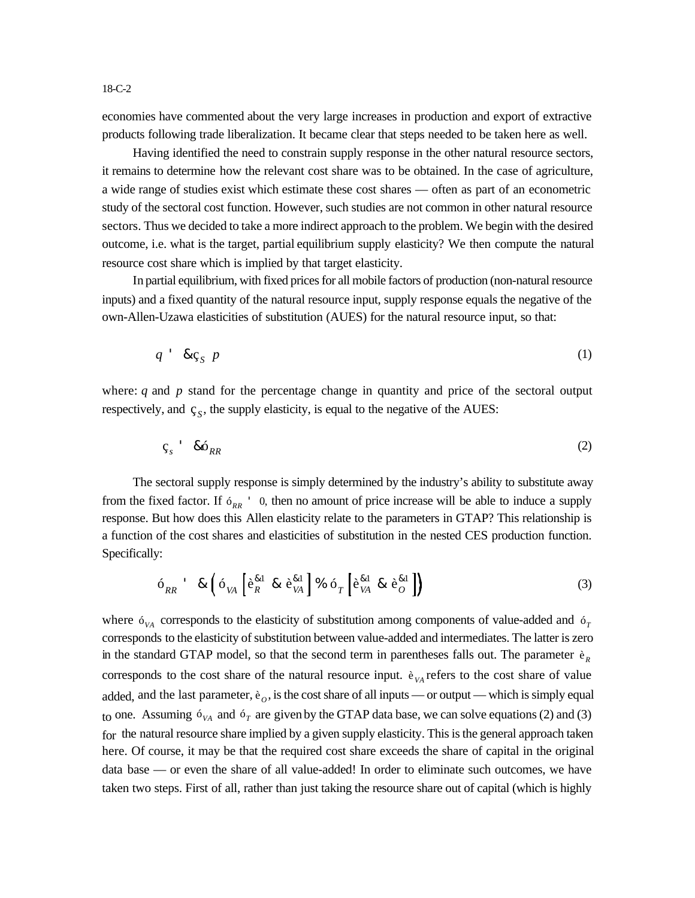economies have commented about the very large increases in production and export of extractive products following trade liberalization. It became clear that steps needed to be taken here as well.

Having identified the need to constrain supply response in the other natural resource sectors, it remains to determine how the relevant cost share was to be obtained. In the case of agriculture, a wide range of studies exist which estimate these cost shares — often as part of an econometric study of the sectoral cost function. However, such studies are not common in other natural resource sectors. Thus we decided to take a more indirect approach to the problem. We begin with the desired outcome, i.e. what is the target, partial equilibrium supply elasticity? We then compute the natural resource cost share which is implied by that target elasticity.

In partial equilibrium, with fixed prices for all mobile factors of production (non-natural resource inputs) and a fixed quantity of the natural resource input, supply response equals the negative of the own-Allen-Uzawa elasticities of substitution (AUES) for the natural resource input, so that:

$$q = -\eta_S \; p \tag{1}$$

where: $q$ and $p$ stand for the percentage change in quantity and price of the sectoral output respectively, and $\eta_S$, the supply elasticity, is equal to the negative of the AUES:

$$\eta_s = -\sigma_{RR} \tag{2}$$

The sectoral supply response is simply determined by the industry's ability to substitute away from the fixed factor. If $\sigma_{RR} = 0$, then no amount of price increase will be able to induce a supply response. But how does this Allen elasticity relate to the parameters in GTAP? This relationship is a function of the cost shares and elasticities of substitution in the nested CES production function. Specifically:

$$\sigma_{RR} = -\left( \sigma_{VA} \left[ \theta_R^{-1} - \theta_{VA}^{-1} \right] + \sigma_T \left[ \theta_{VA}^{-1} - \theta_O^{-1} \right] \right) \tag{3}$$

where $\sigma_{VA}$ corresponds to the elasticity of substitution among components of value-added and $\sigma_T$ corresponds to the elasticity of substitution between value-added and intermediates. The latter is zero in the standard GTAP model, so that the second term in parentheses falls out. The parameter $\theta_R$ corresponds to the cost share of the natural resource input. $\theta_{VA}$ refers to the cost share of value added, and the last parameter, $\theta_O$, is the cost share of all inputs — or output — which is simply equal to one. Assuming $\sigma_{VA}$ and $\sigma_T$ are given by the GTAP data base, we can solve equations (2) and (3) for the natural resource share implied by a given supply elasticity. This is the general approach taken here. Of course, it may be that the required cost share exceeds the share of capital in the original data base — or even the share of all value-added! In order to eliminate such outcomes, we have taken two steps. First of all, rather than just taking the resource share out of capital (which is highly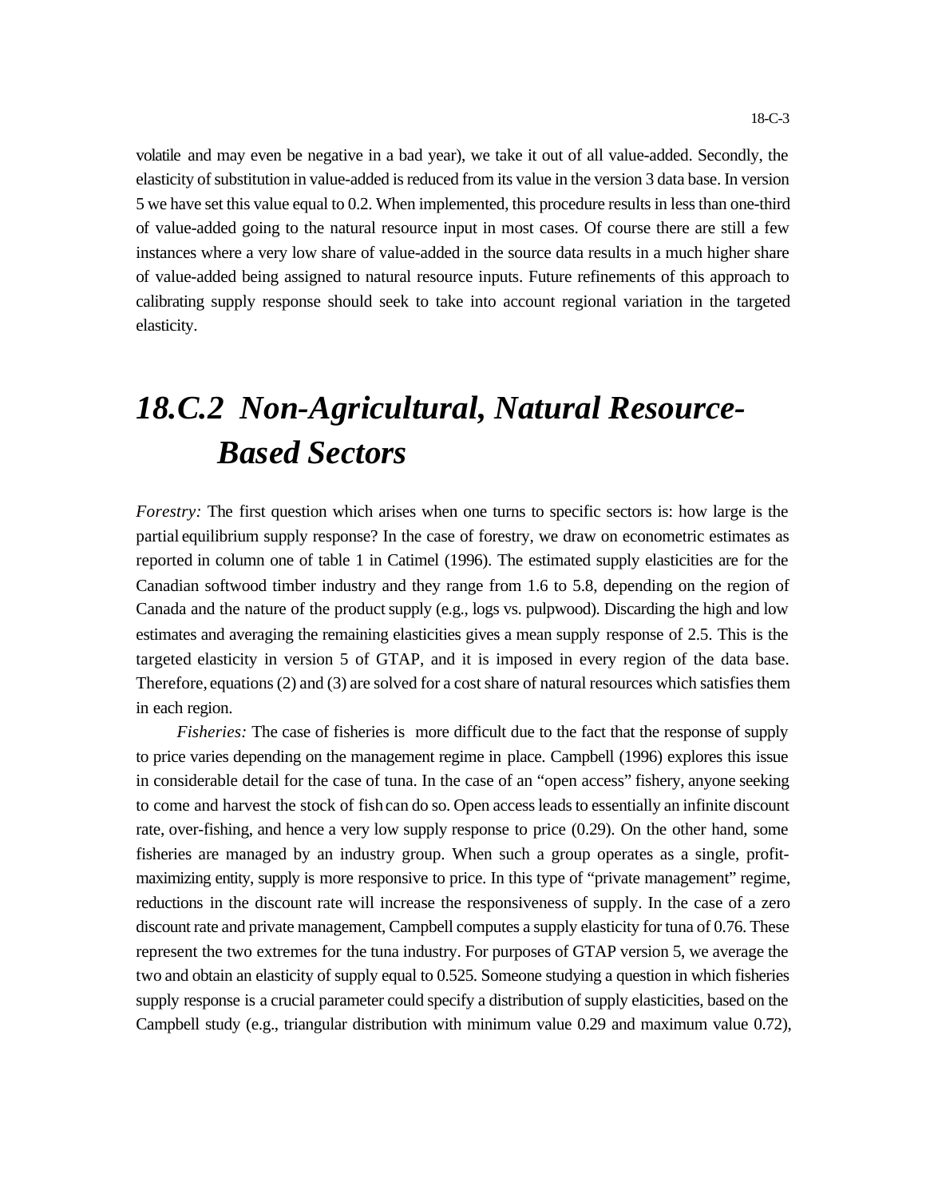volatile and may even be negative in a bad year), we take it out of all value-added. Secondly, the elasticity of substitution in value-added is reduced from its value in the version 3 data base. In version 5 we have set this value equal to 0.2. When implemented, this procedure results in less than one-third of value-added going to the natural resource input in most cases. Of course there are still a few instances where a very low share of value-added in the source data results in a much higher share of value-added being assigned to natural resource inputs. Future refinements of this approach to calibrating supply response should seek to take into account regional variation in the targeted elasticity.

## *18.C.2 Non-Agricultural, Natural Resource-Based Sectors*

*Forestry:* The first question which arises when one turns to specific sectors is: how large is the partial equilibrium supply response? In the case of forestry, we draw on econometric estimates as reported in column one of table 1 in Catimel (1996). The estimated supply elasticities are for the Canadian softwood timber industry and they range from 1.6 to 5.8, depending on the region of Canada and the nature of the product supply (e.g., logs vs. pulpwood). Discarding the high and low estimates and averaging the remaining elasticities gives a mean supply response of 2.5. This is the targeted elasticity in version 5 of GTAP, and it is imposed in every region of the data base. Therefore, equations (2) and (3) are solved for a cost share of natural resources which satisfies them in each region.

*Fisheries:* The case of fisheries is more difficult due to the fact that the response of supply to price varies depending on the management regime in place. Campbell (1996) explores this issue in considerable detail for the case of tuna. In the case of an "open access" fishery, anyone seeking to come and harvest the stock of fish can do so. Open access leads to essentially an infinite discount rate, over-fishing, and hence a very low supply response to price (0.29). On the other hand, some fisheries are managed by an industry group. When such a group operates as a single, profit-maximizing entity, supply is more responsive to price. In this type of "private management" regime, reductions in the discount rate will increase the responsiveness of supply. In the case of a zero discount rate and private management, Campbell computes a supply elasticity for tuna of 0.76. These represent the two extremes for the tuna industry. For purposes of GTAP version 5, we average the two and obtain an elasticity of supply equal to 0.525. Someone studying a question in which fisheries supply response is a crucial parameter could specify a distribution of supply elasticities, based on the Campbell study (e.g., triangular distribution with minimum value 0.29 and maximum value 0.72),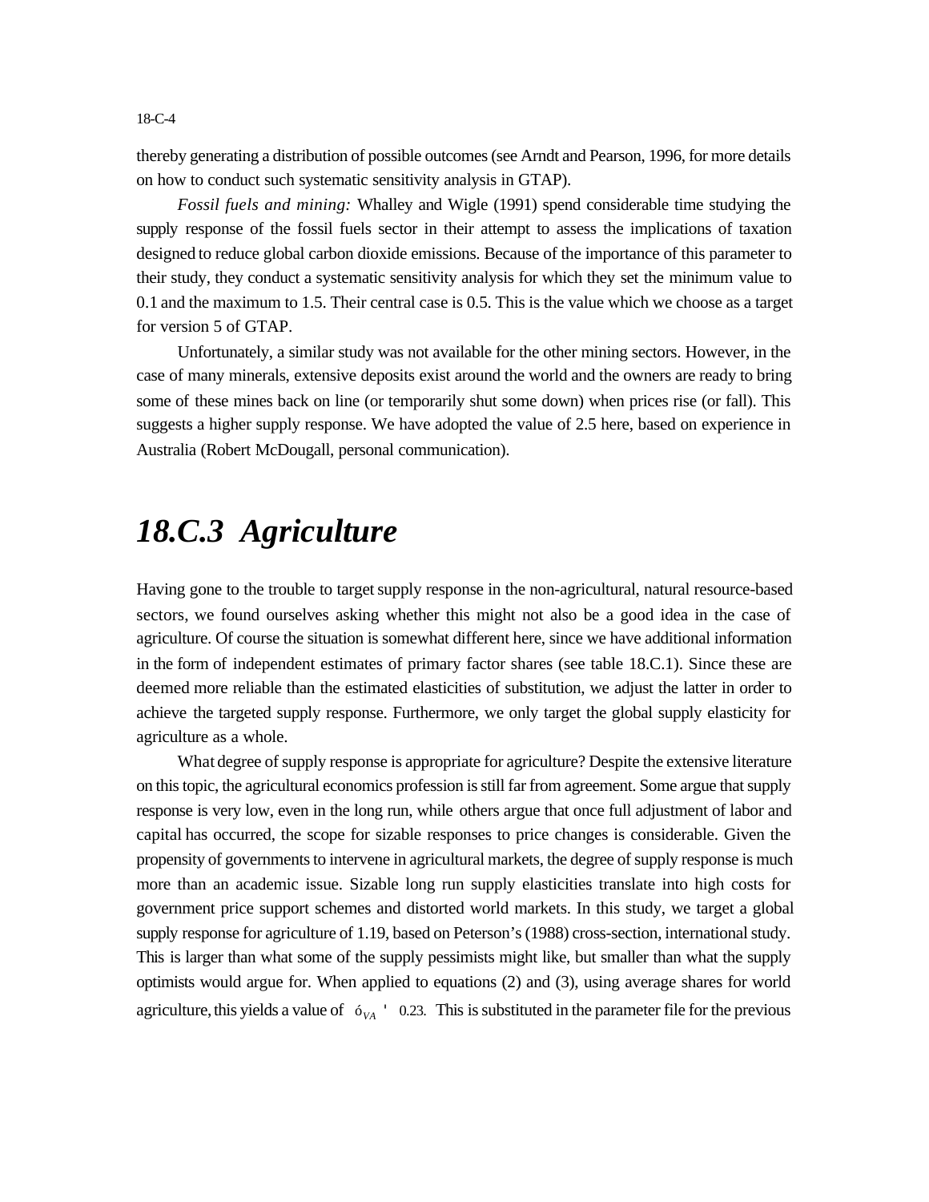thereby generating a distribution of possible outcomes (see Arndt and Pearson, 1996, for more details on how to conduct such systematic sensitivity analysis in GTAP).

*Fossil fuels and mining:* Whalley and Wigle (1991) spend considerable time studying the supply response of the fossil fuels sector in their attempt to assess the implications of taxation designed to reduce global carbon dioxide emissions. Because of the importance of this parameter to their study, they conduct a systematic sensitivity analysis for which they set the minimum value to 0.1 and the maximum to 1.5. Their central case is 0.5. This is the value which we choose as a target for version 5 of GTAP.

Unfortunately, a similar study was not available for the other mining sectors. However, in the case of many minerals, extensive deposits exist around the world and the owners are ready to bring some of these mines back on line (or temporarily shut some down) when prices rise (or fall). This suggests a higher supply response. We have adopted the value of 2.5 here, based on experience in Australia (Robert McDougall, personal communication).

## *18.C.3 Agriculture*

Having gone to the trouble to target supply response in the non-agricultural, natural resource-based sectors, we found ourselves asking whether this might not also be a good idea in the case of agriculture. Of course the situation is somewhat different here, since we have additional information in the form of independent estimates of primary factor shares (see table 18.C.1). Since these are deemed more reliable than the estimated elasticities of substitution, we adjust the latter in order to achieve the targeted supply response. Furthermore, we only target the global supply elasticity for agriculture as a whole.

What degree of supply response is appropriate for agriculture? Despite the extensive literature on this topic, the agricultural economics profession is still far from agreement. Some argue that supply response is very low, even in the long run, while others argue that once full adjustment of labor and capital has occurred, the scope for sizable responses to price changes is considerable. Given the propensity of governments to intervene in agricultural markets, the degree of supply response is much more than an academic issue. Sizable long run supply elasticities translate into high costs for government price support schemes and distorted world markets. In this study, we target a global supply response for agriculture of 1.19, based on Peterson's (1988) cross-section, international study. This is larger than what some of the supply pessimists might like, but smaller than what the supply optimists would argue for. When applied to equations (2) and (3), using average shares for world agriculture, this yields a value of $\sigma_{VA} = 0.23$. This is substituted in the parameter file for the previous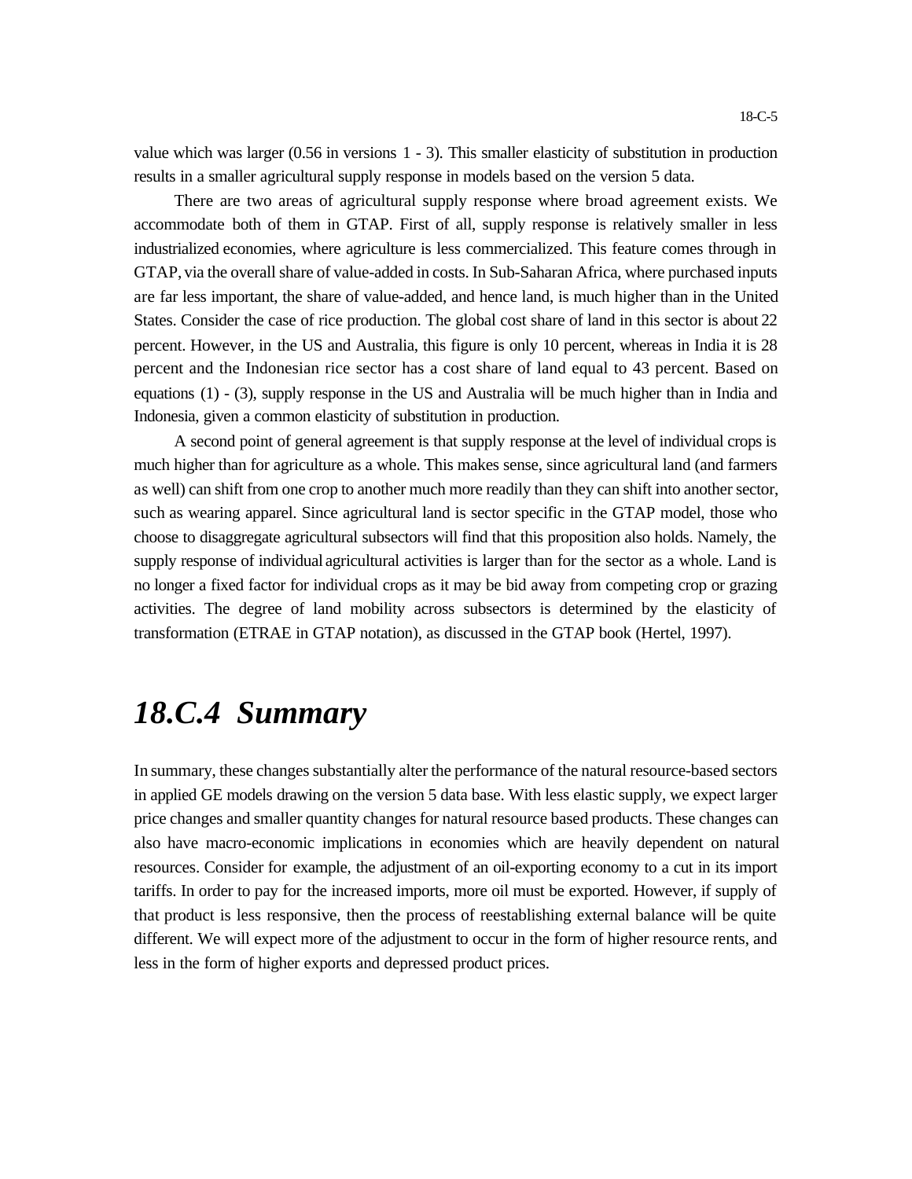value which was larger (0.56 in versions 1 - 3). This smaller elasticity of substitution in production results in a smaller agricultural supply response in models based on the version 5 data.

There are two areas of agricultural supply response where broad agreement exists. We accommodate both of them in GTAP. First of all, supply response is relatively smaller in less industrialized economies, where agriculture is less commercialized. This feature comes through in GTAP, via the overall share of value-added in costs. In Sub-Saharan Africa, where purchased inputs are far less important, the share of value-added, and hence land, is much higher than in the United States. Consider the case of rice production. The global cost share of land in this sector is about 22 percent. However, in the US and Australia, this figure is only 10 percent, whereas in India it is 28 percent and the Indonesian rice sector has a cost share of land equal to 43 percent. Based on equations (1) - (3), supply response in the US and Australia will be much higher than in India and Indonesia, given a common elasticity of substitution in production.

A second point of general agreement is that supply response at the level of individual crops is much higher than for agriculture as a whole. This makes sense, since agricultural land (and farmers as well) can shift from one crop to another much more readily than they can shift into another sector, such as wearing apparel. Since agricultural land is sector specific in the GTAP model, those who choose to disaggregate agricultural subsectors will find that this proposition also holds. Namely, the supply response of individual agricultural activities is larger than for the sector as a whole. Land is no longer a fixed factor for individual crops as it may be bid away from competing crop or grazing activities. The degree of land mobility across subsectors is determined by the elasticity of transformation (ETRAE in GTAP notation), as discussed in the GTAP book (Hertel, 1997).

## *18.C.4 Summary*

In summary, these changes substantially alter the performance of the natural resource-based sectors in applied GE models drawing on the version 5 data base. With less elastic supply, we expect larger price changes and smaller quantity changes for natural resource based products. These changes can also have macro-economic implications in economies which are heavily dependent on natural resources. Consider for example, the adjustment of an oil-exporting economy to a cut in its import tariffs. In order to pay for the increased imports, more oil must be exported. However, if supply of that product is less responsive, then the process of reestablishing external balance will be quite different. We will expect more of the adjustment to occur in the form of higher resource rents, and less in the form of higher exports and depressed product prices.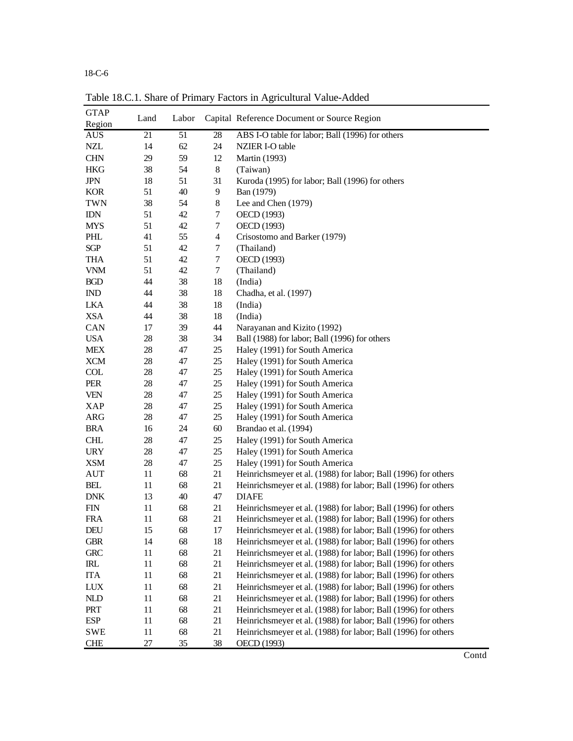Table 18.C.1. Share of Primary Factors in Agricultural Value-Added

| GTAP Region | Land | Labor | Capital | Reference Document or Source Region |
|---|---|---|---|---|
| AUS | 21 | 51 | 28 | ABS I-O table for labor; Ball (1996) for others |
| NZL | 14 | 62 | 24 | NZIER I-O table |
| CHN | 29 | 59 | 12 | Martin (1993) |
| HKG | 38 | 54 | 8 | (Taiwan) |
| JPN | 18 | 51 | 31 | Kuroda (1995) for labor; Ball (1996) for others |
| KOR | 51 | 40 | 9 | Ban (1979) |
| TWN | 38 | 54 | 8 | Lee and Chen (1979) |
| IDN | 51 | 42 | 7 | OECD (1993) |
| MYS | 51 | 42 | 7 | OECD (1993) |
| PHL | 41 | 55 | 4 | Crisostomo and Barker (1979) |
| SGP | 51 | 42 | 7 | (Thailand) |
| THA | 51 | 42 | 7 | OECD (1993) |
| VNM | 51 | 42 | 7 | (Thailand) |
| BGD | 44 | 38 | 18 | (India) |
| IND | 44 | 38 | 18 | Chadha, et al. (1997) |
| LKA | 44 | 38 | 18 | (India) |
| XSA | 44 | 38 | 18 | (India) |
| CAN | 17 | 39 | 44 | Narayanan and Kizito (1992) |
| USA | 28 | 38 | 34 | Ball (1988) for labor; Ball (1996) for others |
| MEX | 28 | 47 | 25 | Haley (1991) for South America |
| XCM | 28 | 47 | 25 | Haley (1991) for South America |
| COL | 28 | 47 | 25 | Haley (1991) for South America |
| PER | 28 | 47 | 25 | Haley (1991) for South America |
| VEN | 28 | 47 | 25 | Haley (1991) for South America |
| XAP | 28 | 47 | 25 | Haley (1991) for South America |
| ARG | 28 | 47 | 25 | Haley (1991) for South America |
| BRA | 16 | 24 | 60 | Brandao et al. (1994) |
| CHL | 28 | 47 | 25 | Haley (1991) for South America |
| URY | 28 | 47 | 25 | Haley (1991) for South America |
| XSM | 28 | 47 | 25 | Haley (1991) for South America |
| AUT | 11 | 68 | 21 | Heinrichsmeyer et al. (1988) for labor; Ball (1996) for others |
| BEL | 11 | 68 | 21 | Heinrichsmeyer et al. (1988) for labor; Ball (1996) for others |
| DNK | 13 | 40 | 47 | DIAFE |
| FIN | 11 | 68 | 21 | Heinrichsmeyer et al. (1988) for labor; Ball (1996) for others |
| FRA | 11 | 68 | 21 | Heinrichsmeyer et al. (1988) for labor; Ball (1996) for others |
| DEU | 15 | 68 | 17 | Heinrichsmeyer et al. (1988) for labor; Ball (1996) for others |
| GBR | 14 | 68 | 18 | Heinrichsmeyer et al. (1988) for labor; Ball (1996) for others |
| GRC | 11 | 68 | 21 | Heinrichsmeyer et al. (1988) for labor; Ball (1996) for others |
| IRL | 11 | 68 | 21 | Heinrichsmeyer et al. (1988) for labor; Ball (1996) for others |
| ITA | 11 | 68 | 21 | Heinrichsmeyer et al. (1988) for labor; Ball (1996) for others |
| LUX | 11 | 68 | 21 | Heinrichsmeyer et al. (1988) for labor; Ball (1996) for others |
| NLD | 11 | 68 | 21 | Heinrichsmeyer et al. (1988) for labor; Ball (1996) for others |
| PRT | 11 | 68 | 21 | Heinrichsmeyer et al. (1988) for labor; Ball (1996) for others |
| ESP | 11 | 68 | 21 | Heinrichsmeyer et al. (1988) for labor; Ball (1996) for others |
| SWE | 11 | 68 | 21 | Heinrichsmeyer et al. (1988) for labor; Ball (1996) for others |
| CHE | 27 | 35 | 38 | OECD (1993) |

Contd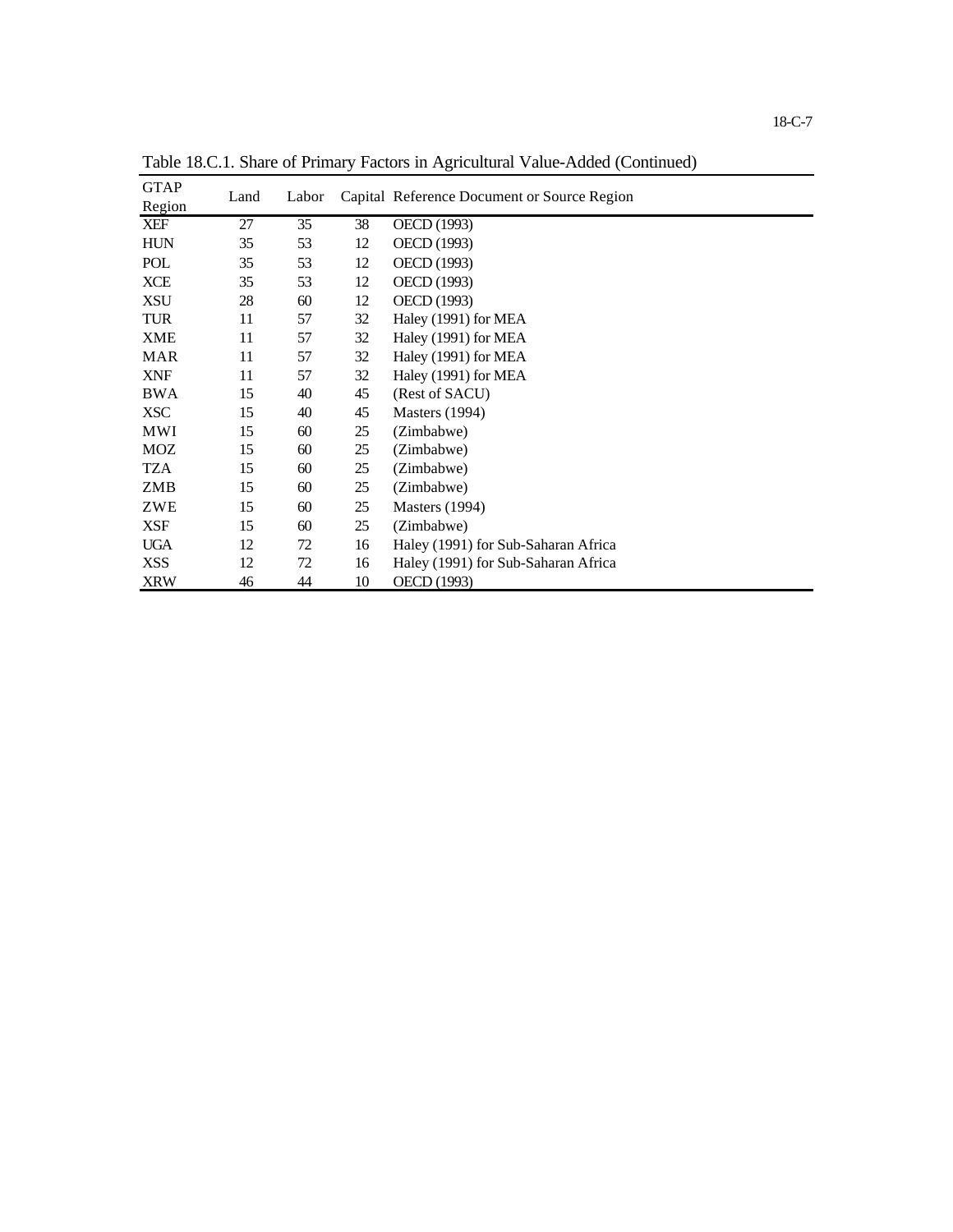Table 18.C.1. Share of Primary Factors in Agricultural Value-Added (Continued)

| GTAP Region | Land | Labor | Capital | Reference Document or Source Region |
|---|---|---|---|---|
| XEF | 27 | 35 | 38 | OECD (1993) |
| HUN | 35 | 53 | 12 | OECD (1993) |
| POL | 35 | 53 | 12 | OECD (1993) |
| XCE | 35 | 53 | 12 | OECD (1993) |
| XSU | 28 | 60 | 12 | OECD (1993) |
| TUR | 11 | 57 | 32 | Haley (1991) for MEA |
| XME | 11 | 57 | 32 | Haley (1991) for MEA |
| MAR | 11 | 57 | 32 | Haley (1991) for MEA |
| XNF | 11 | 57 | 32 | Haley (1991) for MEA |
| BWA | 15 | 40 | 45 | (Rest of SACU) |
| XSC | 15 | 40 | 45 | Masters (1994) |
| MWI | 15 | 60 | 25 | (Zimbabwe) |
| MOZ | 15 | 60 | 25 | (Zimbabwe) |
| TZA | 15 | 60 | 25 | (Zimbabwe) |
| ZMB | 15 | 60 | 25 | (Zimbabwe) |
| ZWE | 15 | 60 | 25 | Masters (1994) |
| XSF | 15 | 60 | 25 | (Zimbabwe) |
| UGA | 12 | 72 | 16 | Haley (1991) for Sub-Saharan Africa |
| XSS | 12 | 72 | 16 | Haley (1991) for Sub-Saharan Africa |
| XRW | 46 | 44 | 10 | OECD (1993) |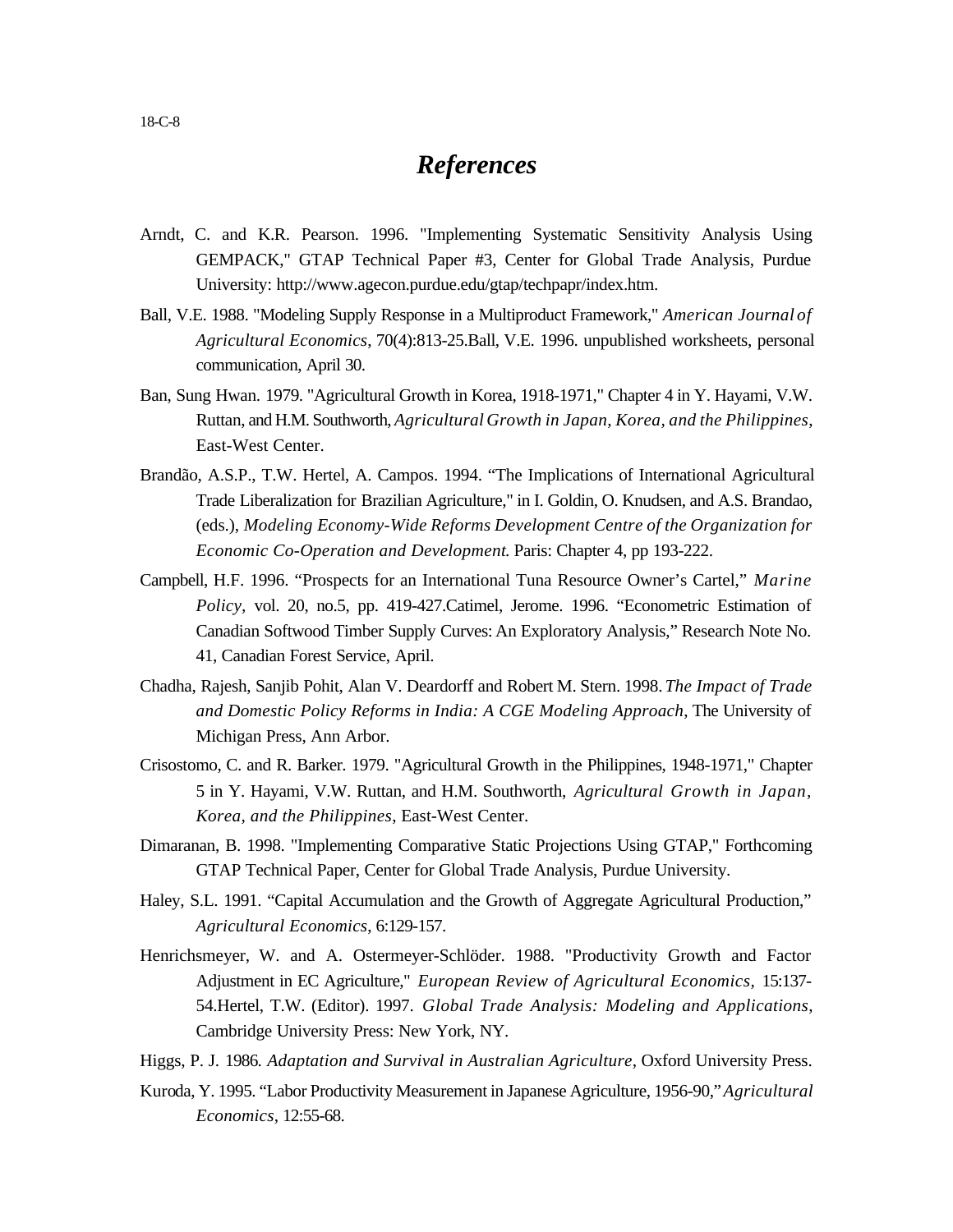# *References*

Arndt, C. and K.R. Pearson. 1996. "Implementing Systematic Sensitivity Analysis Using GEMPACK," GTAP Technical Paper #3, Center for Global Trade Analysis, Purdue University: http://www.agecon.purdue.edu/gtap/techpapr/index.htm.

Ball, V.E. 1988. "Modeling Supply Response in a Multiproduct Framework," *American Journal of Agricultural Economics*, 70(4):813-25.Ball, V.E. 1996. unpublished worksheets, personal communication, April 30.

Ban, Sung Hwan. 1979. "Agricultural Growth in Korea, 1918-1971," Chapter 4 in Y. Hayami, V.W. Ruttan, and H.M. Southworth, *Agricultural Growth in Japan, Korea, and the Philippines*, East-West Center.

Brandão, A.S.P., T.W. Hertel, A. Campos. 1994. "The Implications of International Agricultural Trade Liberalization for Brazilian Agriculture," in I. Goldin, O. Knudsen, and A.S. Brandao, (eds.), *Modeling Economy-Wide Reforms Development Centre of the Organization for Economic Co-Operation and Development.* Paris: Chapter 4, pp 193-222.

Campbell, H.F. 1996. "Prospects for an International Tuna Resource Owner's Cartel," *Marine Policy*, vol. 20, no.5, pp. 419-427.Catimel, Jerome. 1996. "Econometric Estimation of Canadian Softwood Timber Supply Curves: An Exploratory Analysis," Research Note No. 41, Canadian Forest Service, April.

Chadha, Rajesh, Sanjib Pohit, Alan V. Deardorff and Robert M. Stern. 1998. *The Impact of Trade and Domestic Policy Reforms in India: A CGE Modeling Approach*, The University of Michigan Press, Ann Arbor.

Crisostomo, C. and R. Barker. 1979. "Agricultural Growth in the Philippines, 1948-1971," Chapter 5 in Y. Hayami, V.W. Ruttan, and H.M. Southworth, *Agricultural Growth in Japan, Korea, and the Philippines*, East-West Center.

Dimaranan, B. 1998. "Implementing Comparative Static Projections Using GTAP," Forthcoming GTAP Technical Paper, Center for Global Trade Analysis, Purdue University.

Haley, S.L. 1991. "Capital Accumulation and the Growth of Aggregate Agricultural Production," *Agricultural Economics*, 6:129-157.

Henrichsmeyer, W. and A. Ostermeyer-Schlöder. 1988. "Productivity Growth and Factor Adjustment in EC Agriculture," *European Review of Agricultural Economics*, 15:137-54.Hertel, T.W. (Editor). 1997. *Global Trade Analysis: Modeling and Applications*, Cambridge University Press: New York, NY.

Higgs, P. J. 1986. *Adaptation and Survival in Australian Agriculture*, Oxford University Press.

Kuroda, Y. 1995. "Labor Productivity Measurement in Japanese Agriculture, 1956-90," *Agricultural Economics*, 12:55-68.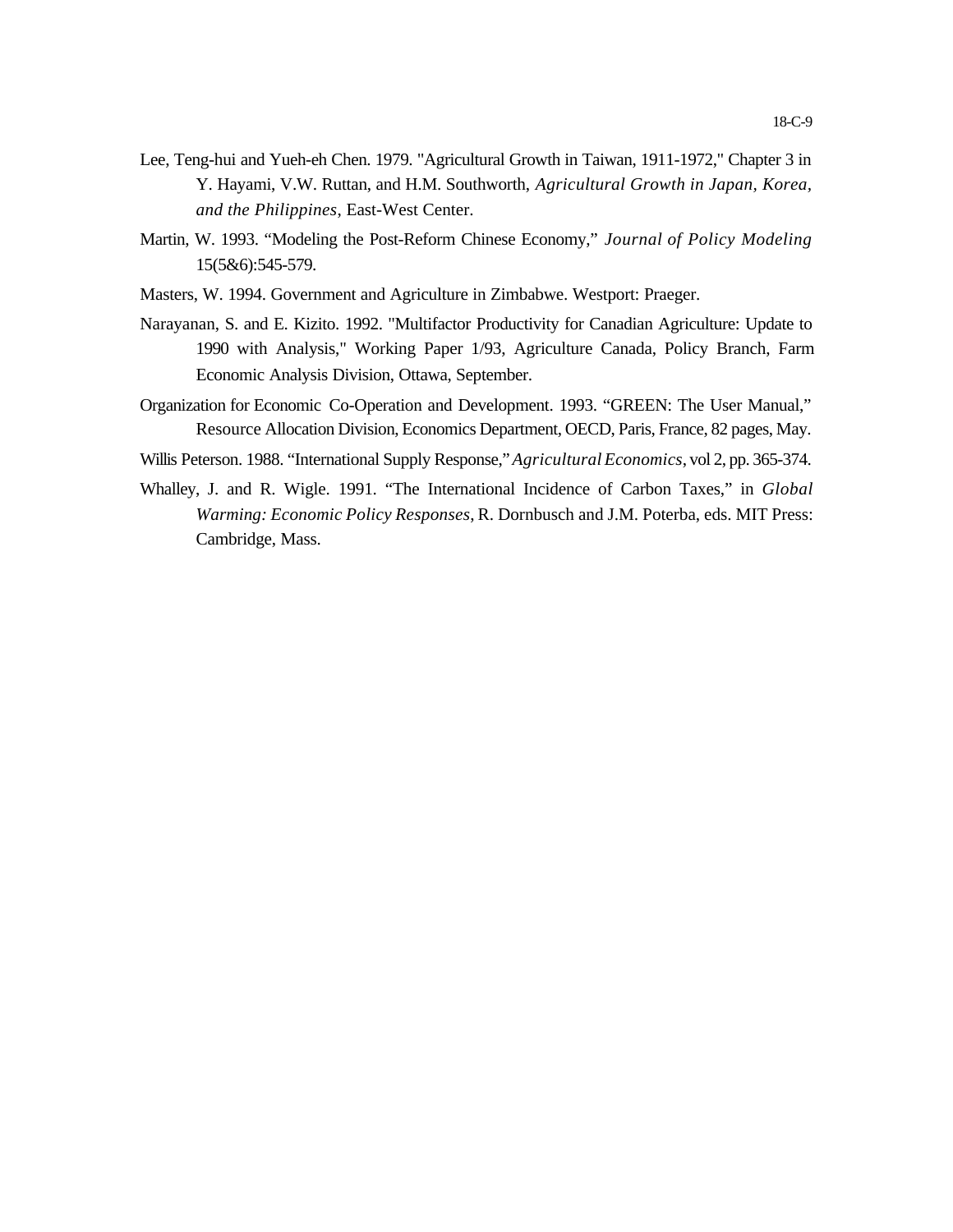Lee, Teng-hui and Yueh-eh Chen. 1979. "Agricultural Growth in Taiwan, 1911-1972," Chapter 3 in Y. Hayami, V.W. Ruttan, and H.M. Southworth, *Agricultural Growth in Japan, Korea, and the Philippines*, East-West Center.

Martin, W. 1993. "Modeling the Post-Reform Chinese Economy," *Journal of Policy Modeling* 15(5&6):545-579.

Masters, W. 1994. Government and Agriculture in Zimbabwe. Westport: Praeger.

Narayanan, S. and E. Kizito. 1992. "Multifactor Productivity for Canadian Agriculture: Update to 1990 with Analysis," Working Paper 1/93, Agriculture Canada, Policy Branch, Farm Economic Analysis Division, Ottawa, September.

Organization for Economic Co-Operation and Development. 1993. "GREEN: The User Manual," Resource Allocation Division, Economics Department, OECD, Paris, France, 82 pages, May.

Willis Peterson. 1988. "International Supply Response," *Agricultural Economics*, vol 2, pp. 365-374.

Whalley, J. and R. Wigle. 1991. "The International Incidence of Carbon Taxes," in *Global Warming: Economic Policy Responses*, R. Dornbusch and J.M. Poterba, eds. MIT Press: Cambridge, Mass.